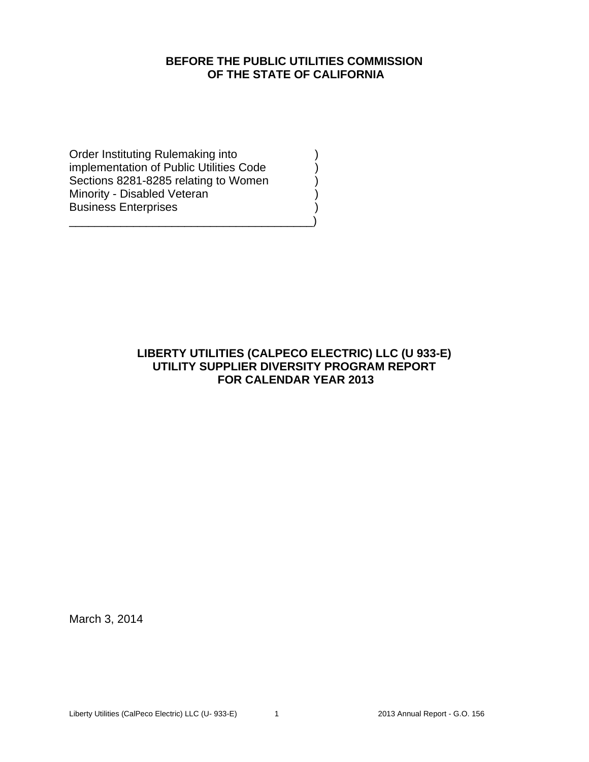**BEFORE THE PUBLIC UTILITIES COMMISSION**
**OF THE STATE OF CALIFORNIA**

Order Instituting Rulemaking into )
implementation of Public Utilities Code )
Sections 8281-8285 relating to Women )
Minority - Disabled Veteran )
Business Enterprises )
______________________________________)

**LIBERTY UTILITIES (CALPECO ELECTRIC) LLC (U 933-E)**
**UTILITY SUPPLIER DIVERSITY PROGRAM REPORT**
**FOR CALENDAR YEAR 2013**

March 3, 2014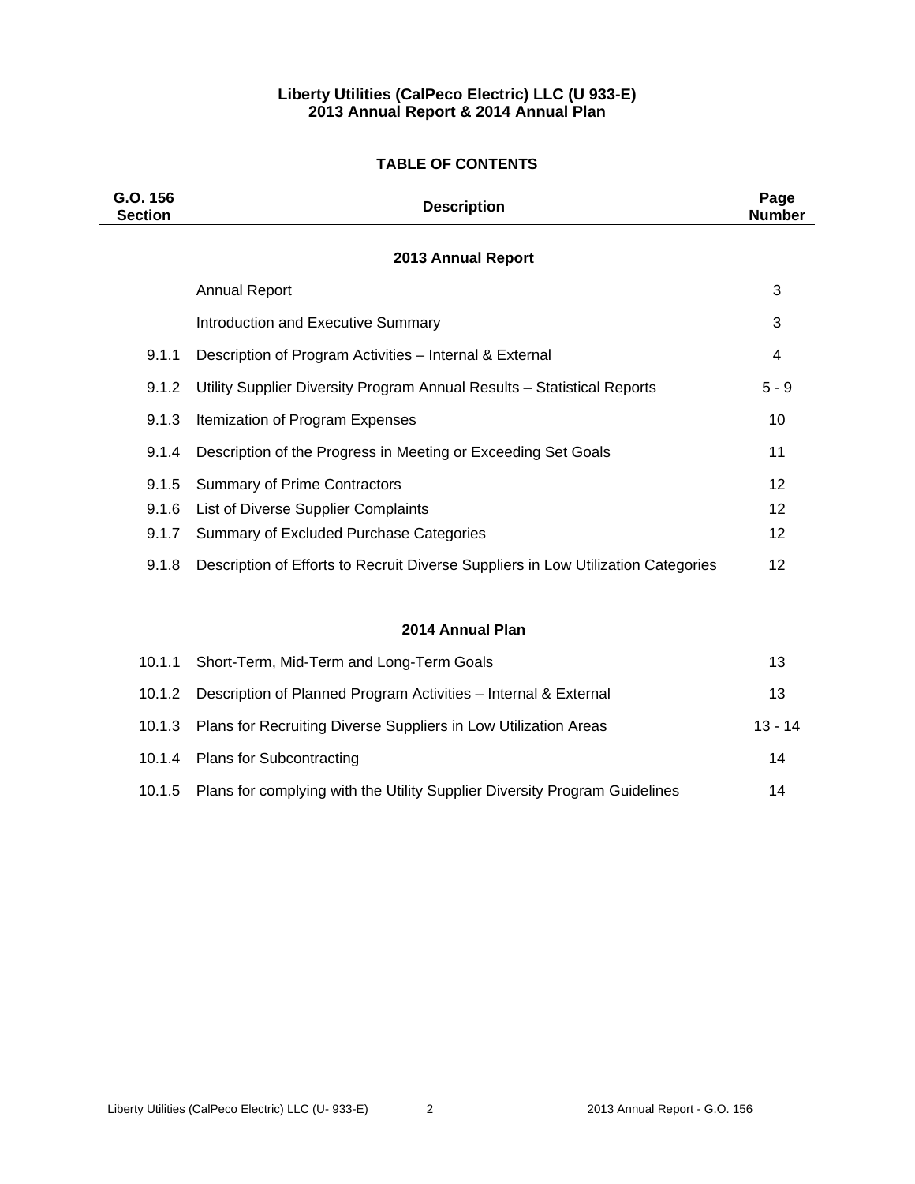**Liberty Utilities (CalPeco Electric) LLC (U 933-E)**
**2013 Annual Report & 2014 Annual Plan**

## TABLE OF CONTENTS

| G.O. 156 Section | Description | Page Number |
|---|---|---|
| | **2013 Annual Report** | |
| | Annual Report | 3 |
| | Introduction and Executive Summary | 3 |
| 9.1.1 | Description of Program Activities – Internal & External | 4 |
| 9.1.2 | Utility Supplier Diversity Program Annual Results – Statistical Reports | 5 - 9 |
| 9.1.3 | Itemization of Program Expenses | 10 |
| 9.1.4 | Description of the Progress in Meeting or Exceeding Set Goals | 11 |
| 9.1.5 | Summary of Prime Contractors | 12 |
| 9.1.6 | List of Diverse Supplier Complaints | 12 |
| 9.1.7 | Summary of Excluded Purchase Categories | 12 |
| 9.1.8 | Description of Efforts to Recruit Diverse Suppliers in Low Utilization Categories | 12 |
| | **2014 Annual Plan** | |
| 10.1.1 | Short-Term, Mid-Term and Long-Term Goals | 13 |
| 10.1.2 | Description of Planned Program Activities – Internal & External | 13 |
| 10.1.3 | Plans for Recruiting Diverse Suppliers in Low Utilization Areas | 13 - 14 |
| 10.1.4 | Plans for Subcontracting | 14 |
| 10.1.5 | Plans for complying with the Utility Supplier Diversity Program Guidelines | 14 |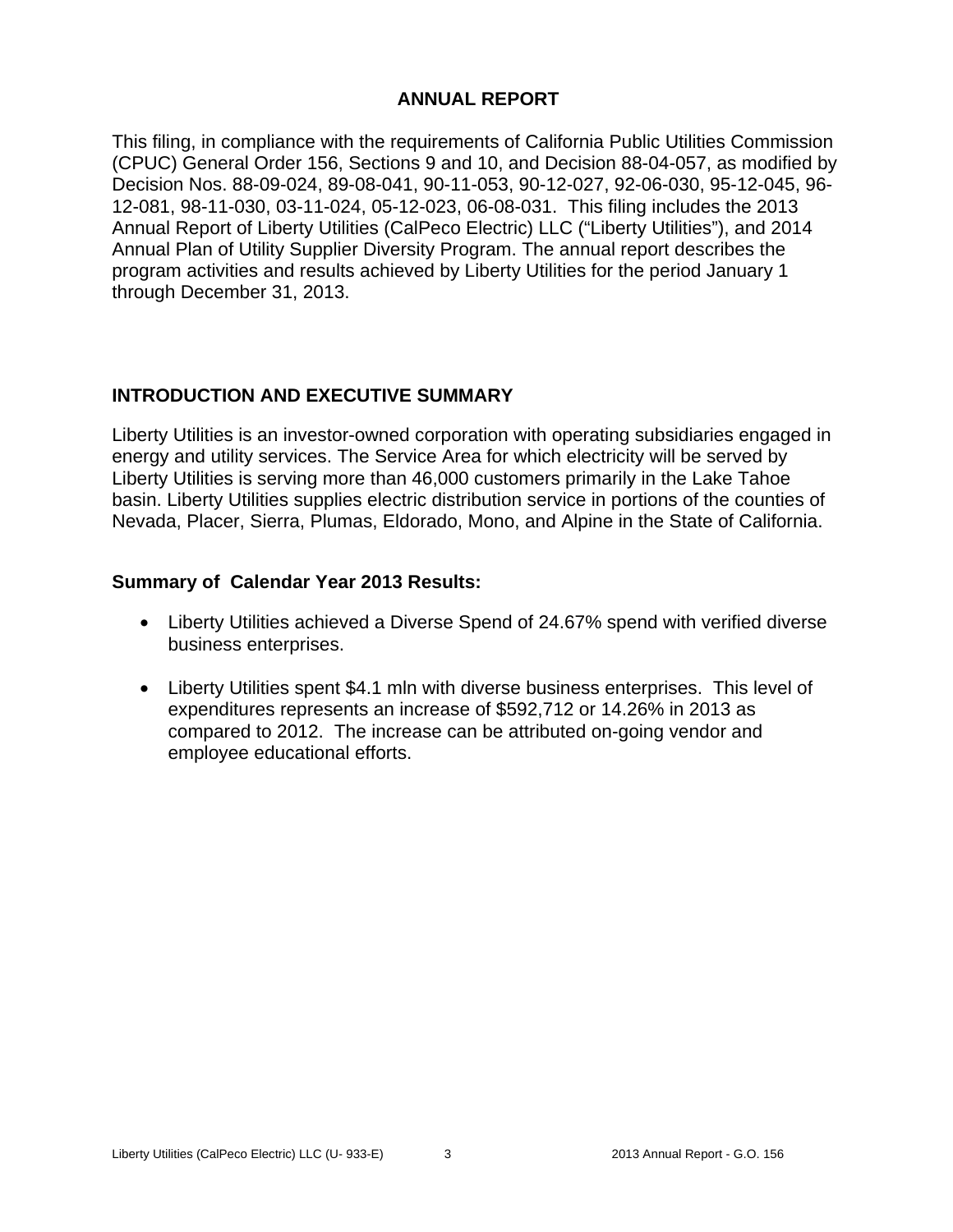## ANNUAL REPORT

This filing, in compliance with the requirements of California Public Utilities Commission (CPUC) General Order 156, Sections 9 and 10, and Decision 88-04-057, as modified by Decision Nos. 88-09-024, 89-08-041, 90-11-053, 90-12-027, 92-06-030, 95-12-045, 96-12-081, 98-11-030, 03-11-024, 05-12-023, 06-08-031. This filing includes the 2013 Annual Report of Liberty Utilities (CalPeco Electric) LLC ("Liberty Utilities"), and 2014 Annual Plan of Utility Supplier Diversity Program. The annual report describes the program activities and results achieved by Liberty Utilities for the period January 1 through December 31, 2013.

## INTRODUCTION AND EXECUTIVE SUMMARY

Liberty Utilities is an investor-owned corporation with operating subsidiaries engaged in energy and utility services. The Service Area for which electricity will be served by Liberty Utilities is serving more than 46,000 customers primarily in the Lake Tahoe basin. Liberty Utilities supplies electric distribution service in portions of the counties of Nevada, Placer, Sierra, Plumas, Eldorado, Mono, and Alpine in the State of California.

### Summary of Calendar Year 2013 Results:

- Liberty Utilities achieved a Diverse Spend of 24.67% spend with verified diverse business enterprises.
- Liberty Utilities spent $4.1 mln with diverse business enterprises. This level of expenditures represents an increase of $592,712 or 14.26% in 2013 as compared to 2012. The increase can be attributed on-going vendor and employee educational efforts.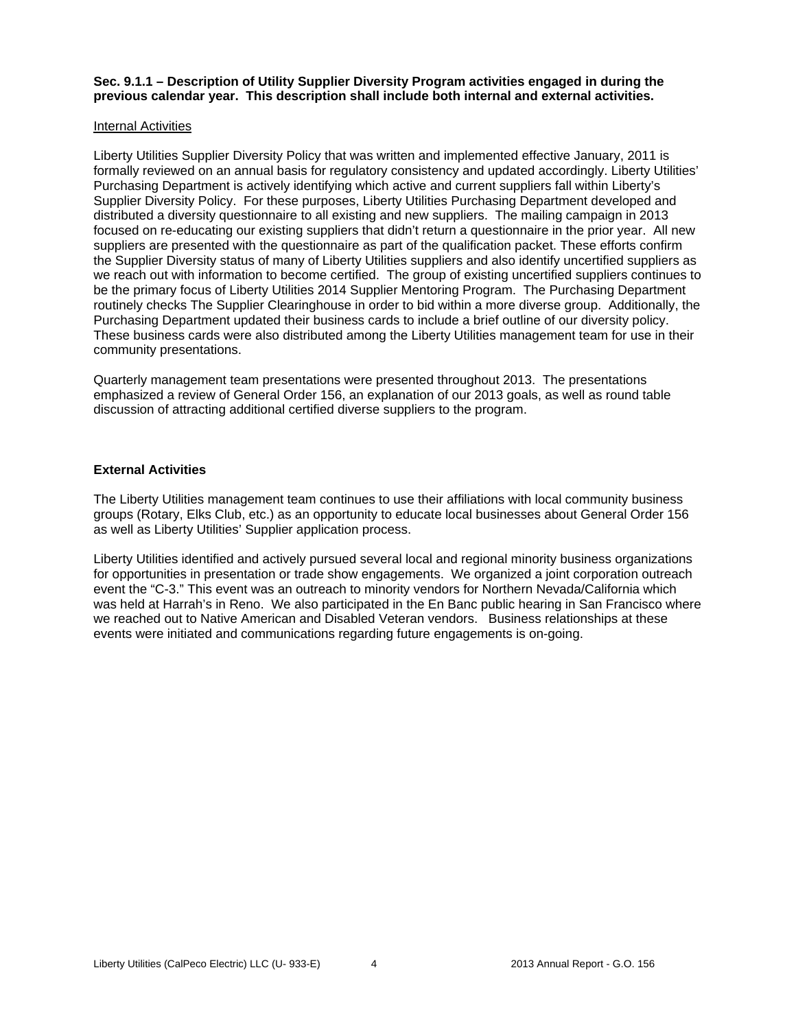**Sec. 9.1.1 – Description of Utility Supplier Diversity Program activities engaged in during the previous calendar year. This description shall include both internal and external activities.**

Internal Activities

Liberty Utilities Supplier Diversity Policy that was written and implemented effective January, 2011 is formally reviewed on an annual basis for regulatory consistency and updated accordingly. Liberty Utilities' Purchasing Department is actively identifying which active and current suppliers fall within Liberty's Supplier Diversity Policy. For these purposes, Liberty Utilities Purchasing Department developed and distributed a diversity questionnaire to all existing and new suppliers. The mailing campaign in 2013 focused on re-educating our existing suppliers that didn't return a questionnaire in the prior year. All new suppliers are presented with the questionnaire as part of the qualification packet. These efforts confirm the Supplier Diversity status of many of Liberty Utilities suppliers and also identify uncertified suppliers as we reach out with information to become certified. The group of existing uncertified suppliers continues to be the primary focus of Liberty Utilities 2014 Supplier Mentoring Program. The Purchasing Department routinely checks The Supplier Clearinghouse in order to bid within a more diverse group. Additionally, the Purchasing Department updated their business cards to include a brief outline of our diversity policy. These business cards were also distributed among the Liberty Utilities management team for use in their community presentations.

Quarterly management team presentations were presented throughout 2013. The presentations emphasized a review of General Order 156, an explanation of our 2013 goals, as well as round table discussion of attracting additional certified diverse suppliers to the program.

**External Activities**

The Liberty Utilities management team continues to use their affiliations with local community business groups (Rotary, Elks Club, etc.) as an opportunity to educate local businesses about General Order 156 as well as Liberty Utilities' Supplier application process.

Liberty Utilities identified and actively pursued several local and regional minority business organizations for opportunities in presentation or trade show engagements. We organized a joint corporation outreach event the "C-3." This event was an outreach to minority vendors for Northern Nevada/California which was held at Harrah's in Reno. We also participated in the En Banc public hearing in San Francisco where we reached out to Native American and Disabled Veteran vendors. Business relationships at these events were initiated and communications regarding future engagements is on-going.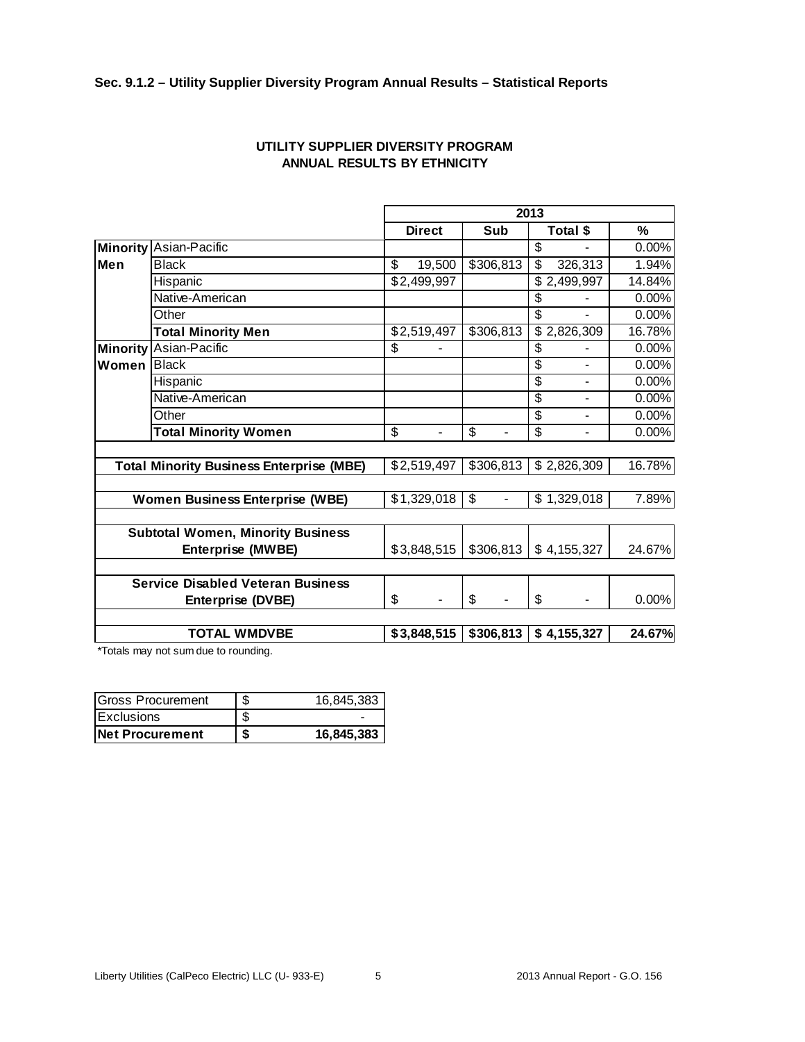### Sec. 9.1.2 – Utility Supplier Diversity Program Annual Results – Statistical Reports

**UTILITY SUPPLIER DIVERSITY PROGRAM**
**ANNUAL RESULTS BY ETHNICITY**

| | | 2013 | | | |
|---|---|---|---|---|---|
| | | **Direct** | **Sub** | **Total $** | **%** |
| **Minority Men** | Asian-Pacific | | | $ - | 0.00% |
| | Black | $ 19,500 | $306,813 | $ 326,313 | 1.94% |
| | Hispanic | $2,499,997 | | $ 2,499,997 | 14.84% |
| | Native-American | | | $ - | 0.00% |
| | Other | | | $ - | 0.00% |
| | **Total Minority Men** | $2,519,497 | $306,813 | $ 2,826,309 | 16.78% |
| **Minority Women** | Asian-Pacific | $ - | | $ - | 0.00% |
| | Black | | | $ - | 0.00% |
| | Hispanic | | | $ - | 0.00% |
| | Native-American | | | $ - | 0.00% |
| | Other | | | $ - | 0.00% |
| | **Total Minority Women** | $ - | $ - | $ - | 0.00% |
| **Total Minority Business Enterprise (MBE)** | | $2,519,497 | $306,813 | $ 2,826,309 | 16.78% |
| **Women Business Enterprise (WBE)** | | $1,329,018 | $ - | $ 1,329,018 | 7.89% |
| **Subtotal Women, Minority Business Enterprise (MWBE)** | | $3,848,515 | $306,813 | $ 4,155,327 | 24.67% |
| **Service Disabled Veteran Business Enterprise (DVBE)** | | $ - | $ - | $ - | 0.00% |
| **TOTAL WMDVBE** | | **$3,848,515** | **$306,813** | **$ 4,155,327** | **24.67%** |

*Totals may not sum due to rounding.

| | |
|---|---|
| Gross Procurement | $ 16,845,383 |
| Exclusions | $ - |
| **Net Procurement** | **$ 16,845,383** |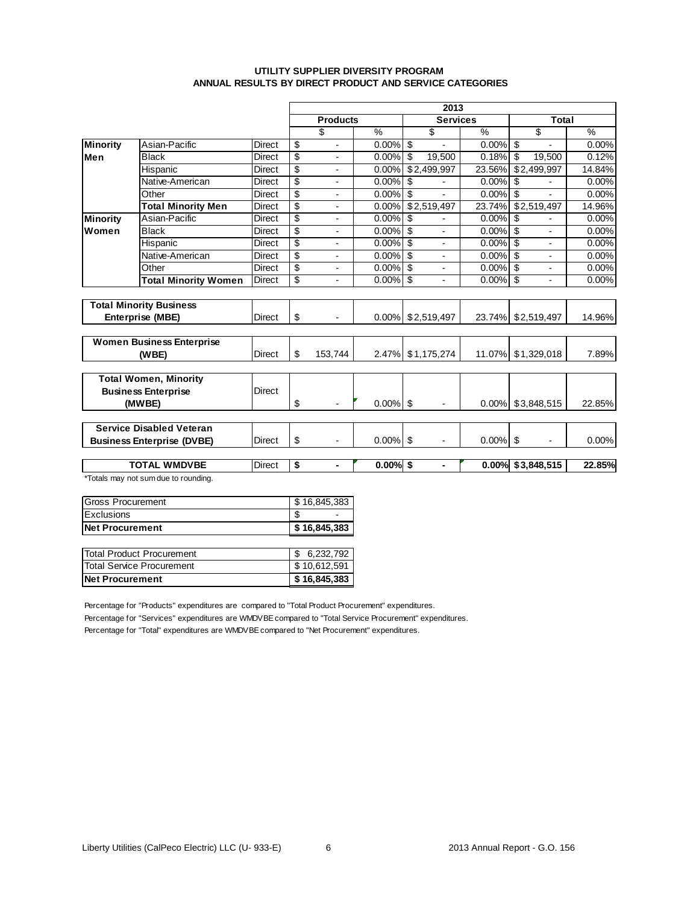**UTILITY SUPPLIER DIVERSITY PROGRAM**
**ANNUAL RESULTS BY DIRECT PRODUCT AND SERVICE CATEGORIES**

| | | | 2013 | | | | | |
|---|---|---|---|---|---|---|---|---|
| | | | Products | | Services | | Total | |
| | | | $ | % | $ | % | $ | % |
| **Minority Men** | Asian-Pacific | Direct | $ - | 0.00% | $ - | 0.00% | $ - | 0.00% |
| | Black | Direct | $ - | 0.00% | $ 19,500 | 0.18% | $ 19,500 | 0.12% |
| | Hispanic | Direct | $ - | 0.00% | $2,499,997 | 23.56% | $2,499,997 | 14.84% |
| | Native-American | Direct | $ - | 0.00% | $ - | 0.00% | $ - | 0.00% |
| | Other | Direct | $ - | 0.00% | $ - | 0.00% | $ - | 0.00% |
| | **Total Minority Men** | Direct | $ - | 0.00% | $2,519,497 | 23.74% | $2,519,497 | 14.96% |
| **Minority Women** | Asian-Pacific | Direct | $ - | 0.00% | $ - | 0.00% | $ - | 0.00% |
| | Black | Direct | $ - | 0.00% | $ - | 0.00% | $ - | 0.00% |
| | Hispanic | Direct | $ - | 0.00% | $ - | 0.00% | $ - | 0.00% |
| | Native-American | Direct | $ - | 0.00% | $ - | 0.00% | $ - | 0.00% |
| | Other | Direct | $ - | 0.00% | $ - | 0.00% | $ - | 0.00% |
| | **Total Minority Women** | Direct | $ - | 0.00% | $ - | 0.00% | $ - | 0.00% |
| **Total Minority Business Enterprise (MBE)** | | Direct | $ - | 0.00% | $2,519,497 | 23.74% | $2,519,497 | 14.96% |
| **Women Business Enterprise (WBE)** | | Direct | $ 153,744 | 2.47% | $1,175,274 | 11.07% | $1,329,018 | 7.89% |
| **Total Women, Minority Business Enterprise (MWBE)** | | Direct | $ - | 0.00% | $ - | 0.00% | $3,848,515 | 22.85% |
| **Service Disabled Veteran Business Enterprise (DVBE)** | | Direct | $ - | 0.00% | $ - | 0.00% | $ - | 0.00% |
| **TOTAL WMDVBE** | | Direct | **$ -** | **0.00%** | **$ -** | **0.00%** | **$3,848,515** | **22.85%** |

*Totals may not sum due to rounding.

| | |
|---|---|
| Gross Procurement | $ 16,845,383 |
| Exclusions | $ - |
| **Net Procurement** | **$ 16,845,383** |

| | |
|---|---|
| Total Product Procurement | $ 6,232,792 |
| Total Service Procurement | $ 10,612,591 |
| **Net Procurement** | **$ 16,845,383** |

Percentage for "Products" expenditures are compared to "Total Product Procurement" expenditures.

Percentage for "Services" expenditures are WMDVBE compared to "Total Service Procurement" expenditures.

Percentage for "Total" expenditures are WMDVBE compared to "Net Procurement" expenditures.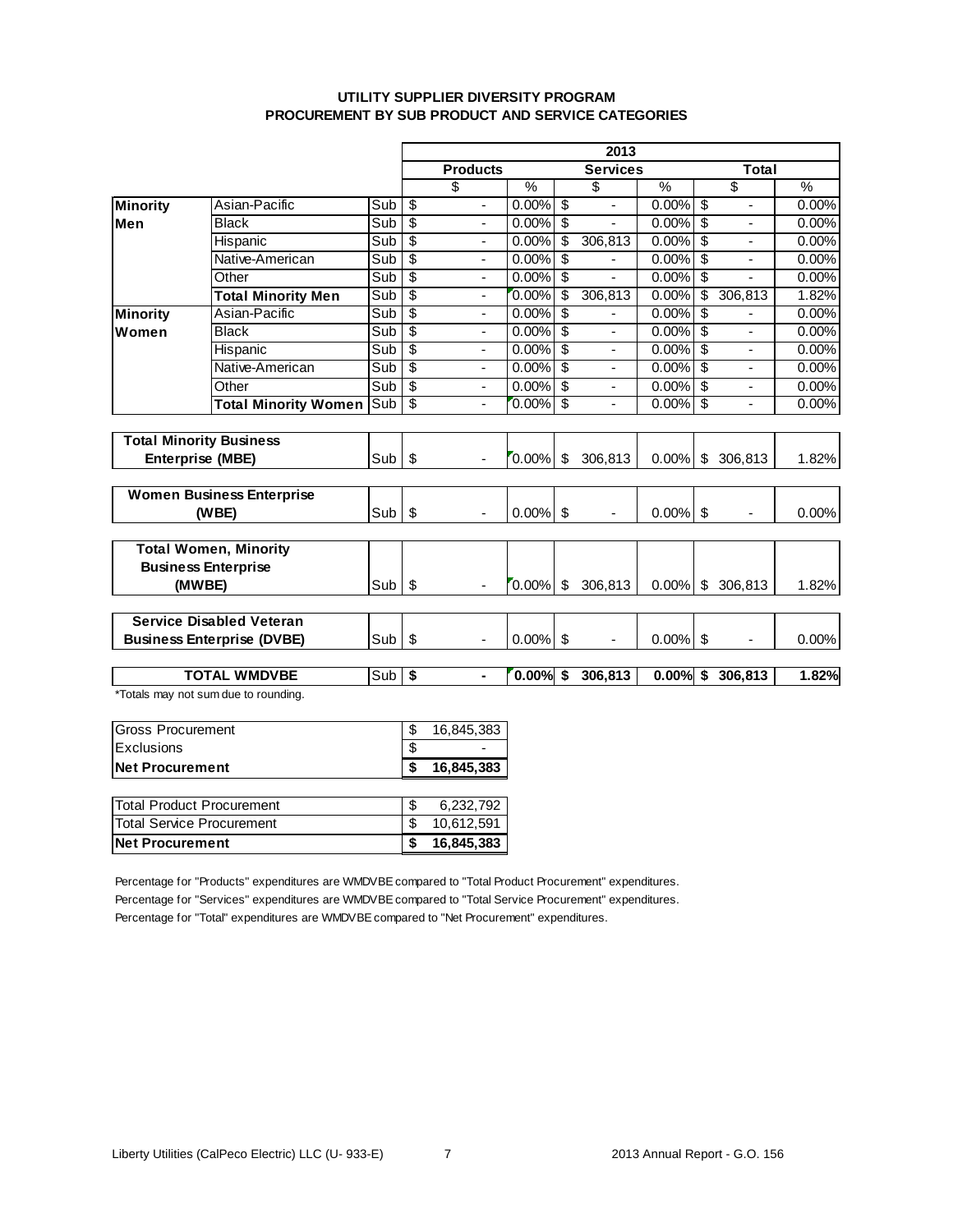**UTILITY SUPPLIER DIVERSITY PROGRAM**
**PROCUREMENT BY SUB PRODUCT AND SERVICE CATEGORIES**

| | | | 2013 | | | | | |
|---|---|---|---|---|---|---|---|---|
| | | | Products | | Services | | Total | |
| | | | $ | % | $ | % | $ | % |
| **Minority Men** | Asian-Pacific | Sub | $ - | 0.00% | $ - | 0.00% | $ - | 0.00% |
| | Black | Sub | $ - | 0.00% | $ - | 0.00% | $ - | 0.00% |
| | Hispanic | Sub | $ - | 0.00% | $ 306,813 | 0.00% | $ - | 0.00% |
| | Native-American | Sub | $ - | 0.00% | $ - | 0.00% | $ - | 0.00% |
| | Other | Sub | $ - | 0.00% | $ - | 0.00% | $ - | 0.00% |
| | **Total Minority Men** | Sub | $ - | 0.00% | $ 306,813 | 0.00% | $ 306,813 | 1.82% |
| **Minority Women** | Asian-Pacific | Sub | $ - | 0.00% | $ - | 0.00% | $ - | 0.00% |
| | Black | Sub | $ - | 0.00% | $ - | 0.00% | $ - | 0.00% |
| | Hispanic | Sub | $ - | 0.00% | $ - | 0.00% | $ - | 0.00% |
| | Native-American | Sub | $ - | 0.00% | $ - | 0.00% | $ - | 0.00% |
| | Other | Sub | $ - | 0.00% | $ - | 0.00% | $ - | 0.00% |
| | **Total Minority Women** | Sub | $ - | 0.00% | $ - | 0.00% | $ - | 0.00% |
| **Total Minority Business Enterprise (MBE)** | | Sub | $ - | 0.00% | $ 306,813 | 0.00% | $ 306,813 | 1.82% |
| **Women Business Enterprise (WBE)** | | Sub | $ - | 0.00% | $ - | 0.00% | $ - | 0.00% |
| **Total Women, Minority Business Enterprise (MWBE)** | | Sub | $ - | 0.00% | $ 306,813 | 0.00% | $ 306,813 | 1.82% |
| **Service Disabled Veteran Business Enterprise (DVBE)** | | Sub | $ - | 0.00% | $ - | 0.00% | $ - | 0.00% |
| **TOTAL WMDVBE** | | Sub | **$ -** | **0.00%** | **$ 306,813** | **0.00%** | **$ 306,813** | **1.82%** |

*Totals may not sum due to rounding.

| | |
|---|---|
| Gross Procurement | $ 16,845,383 |
| Exclusions | $ - |
| **Net Procurement** | **$ 16,845,383** |

| | |
|---|---|
| Total Product Procurement | $ 6,232,792 |
| Total Service Procurement | $ 10,612,591 |
| **Net Procurement** | **$ 16,845,383** |

Percentage for "Products" expenditures are WMDVBE compared to "Total Product Procurement" expenditures.

Percentage for "Services" expenditures are WMDVBE compared to "Total Service Procurement" expenditures.

Percentage for "Total" expenditures are WMDVBE compared to "Net Procurement" expenditures.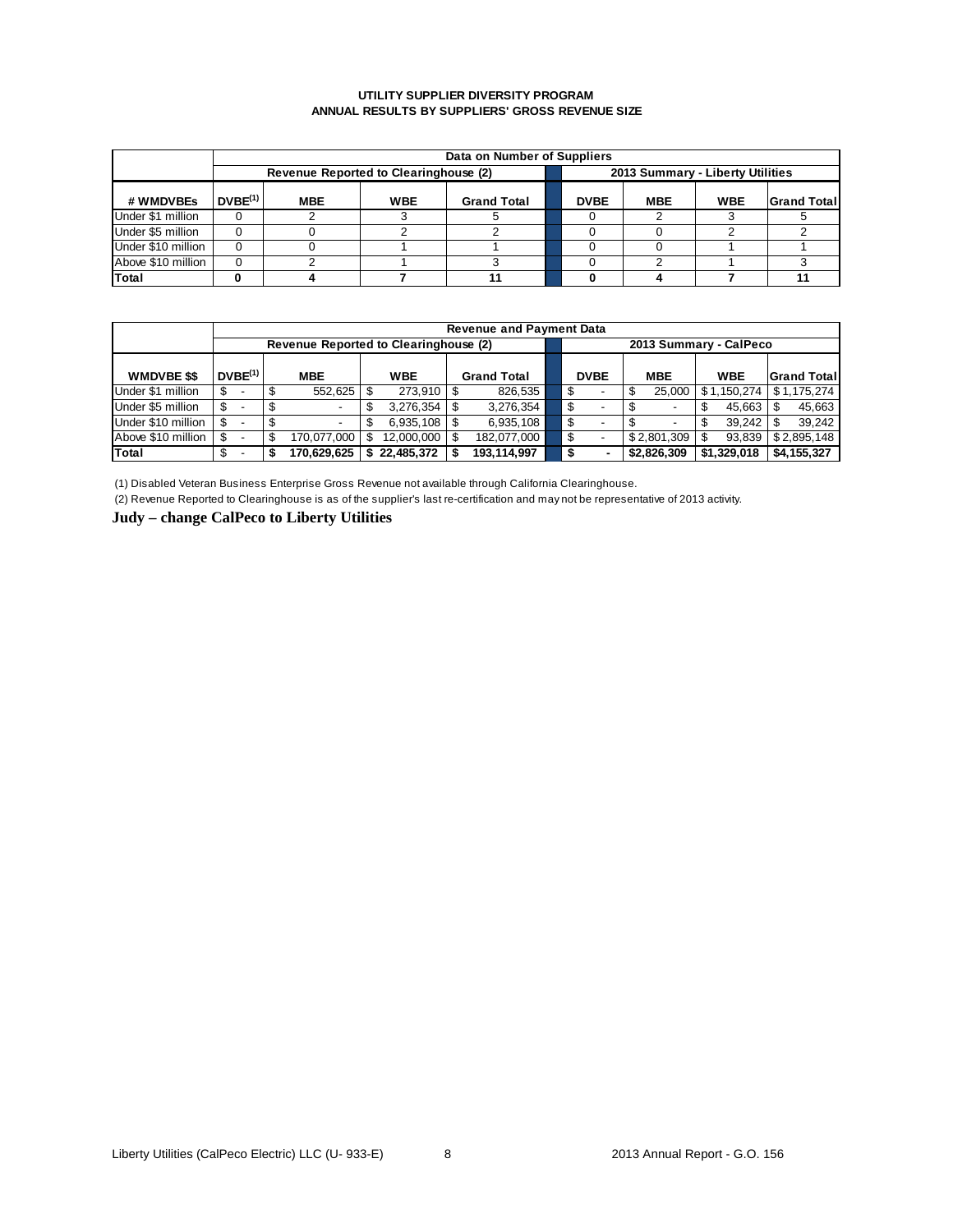**UTILITY SUPPLIER DIVERSITY PROGRAM**
**ANNUAL RESULTS BY SUPPLIERS' GROSS REVENUE SIZE**

| | Data on Number of Suppliers | | | | | | | |
|---|---|---|---|---|---|---|---|---|
| | Revenue Reported to Clearinghouse (2) | | | | 2013 Summary - Liberty Utilities | | | |
| **# WMDVBEs** | **DVBE(1)** | **MBE** | **WBE** | **Grand Total** | **DVBE** | **MBE** | **WBE** | **Grand Total** |
| Under $1 million | 0 | 2 | 3 | 5 | 0 | 2 | 3 | 5 |
| Under $5 million | 0 | 0 | 2 | 2 | 0 | 0 | 2 | 2 |
| Under $10 million | 0 | 0 | 1 | 1 | 0 | 0 | 1 | 1 |
| Above $10 million | 0 | 2 | 1 | 3 | 0 | 2 | 1 | 3 |
| **Total** | **0** | **4** | **7** | **11** | **0** | **4** | **7** | **11** |

| | Revenue and Payment Data | | | | | | | |
|---|---|---|---|---|---|---|---|---|
| | Revenue Reported to Clearinghouse (2) | | | | 2013 Summary - CalPeco | | | |
| **WMDVBE $$** | **DVBE(1)** | **MBE** | **WBE** | **Grand Total** | **DVBE** | **MBE** | **WBE** | **Grand Total** |
| Under $1 million | $ - | $ 552,625 | $ 273,910 | $ 826,535 | $ - | $ 25,000 | $ 1,150,274 | $ 1,175,274 |
| Under $5 million | $ - | $ - | $ 3,276,354 | $ 3,276,354 | $ - | $ - | $ 45,663 | $ 45,663 |
| Under $10 million | $ - | $ - | $ 6,935,108 | $ 6,935,108 | $ - | $ - | $ 39,242 | $ 39,242 |
| Above $10 million | $ - | $ 170,077,000 | $ 12,000,000 | $ 182,077,000 | $ - | $ 2,801,309 | $ 93,839 | $ 2,895,148 |
| **Total** | **$ -** | **$ 170,629,625** | **$ 22,485,372** | **$ 193,114,997** | **$ -** | **$2,826,309** | **$1,329,018** | **$4,155,327** |

(1) Disabled Veteran Business Enterprise Gross Revenue not available through California Clearinghouse.

(2) Revenue Reported to Clearinghouse is as of the supplier's last re-certification and may not be representative of 2013 activity.

**Judy – change CalPeco to Liberty Utilities**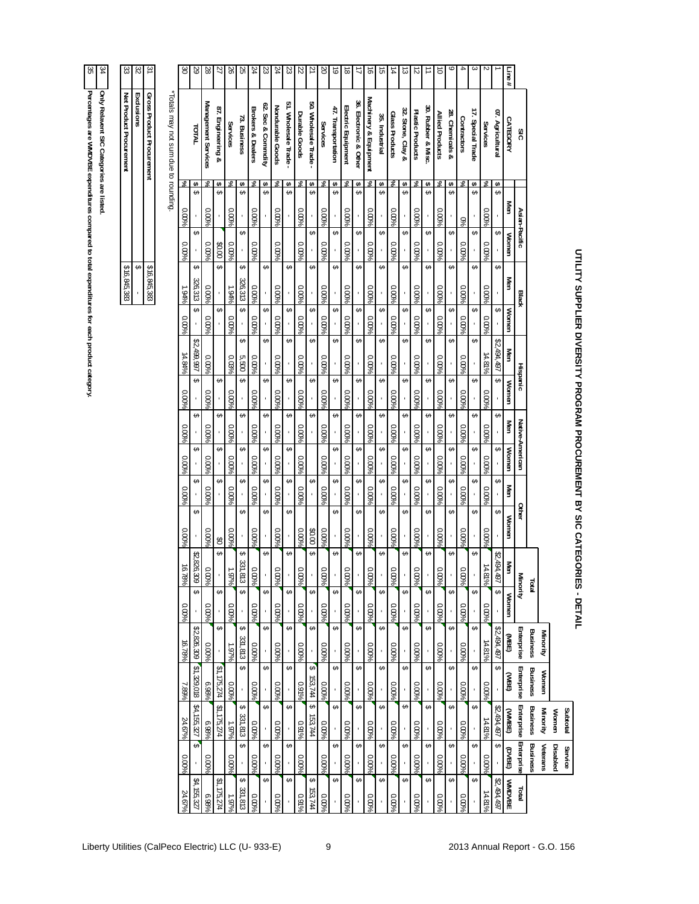# UTILITY SUPPLIER DIVERSITY PROGRAM PROCUREMENT BY SIC CATEGORIES - DETAIL

| Line # | SIC CATEGORY | | Asian-Pacific | | Black | | Hispanic | | Native-American | | Other | | Total Minority | | Minority Business Enterprise (MBE) | Women Business Enterprise (WBE) | Subtotal Women Minority Business Enterprise (WMBE) | Service Disabled Veterans Business Enterprise (DVBE) | Total WMDVBE |
|---|---|---|---|---|---|---|---|---|---|---|---|---|---|---|---|---|---|---|---|
| | | | Men | Women | Men | Women | Men | Women | Men | Women | Men | Women | Men | Women | | | | | |
| 1 | 67. Agricultural | $ | - | $ - | $ - | $ - | $2,494,497 | $ - | $ - | $ - | $ - | - | $2,494,497 | $ - | $2,494,497 | $ - | $2,494,497 | $ - | $2,494,497 |
| 2 | Services | % | 0.00% | 0.00% | 0.00% | 0.00% | 14.81% | 0.00% | 0.00% | 0.00% | 0.00% | 0.00% | 14.81% | 0.00% | 14.81% | 0.00% | 14.81% | 0.00% | 14.81% |
| 3 | 17. Special Trade | $ | - | $ - | $ - | $ - | $ - | $ - | $ - | $ - | $ - | - | $ - | $ - | $ - | $ - | $ - | $ - | $ - |
| 4 | Contractors | % | 0% | 0.00% | 0.00% | 0.00% | 0.00% | 0.00% | 0.00% | 0.00% | 0.00% | 0.00% | 0.00% | 0.00% | 0.00% | 0.00% | 0.00% | 0.00% | 0.00% |
| 9 | 28. Chemicals & | $ | - | $ - | $ - | $ - | $ - | $ - | $ - | $ - | $ - | - | $ - | $ - | $ - | $ - | $ - | $ - | $ - |
| 10 | Allied Products | % | 0.00% | 0.00% | 0.00% | 0.00% | 0.00% | 0.00% | 0.00% | 0.00% | 0.00% | 0.00% | 0.00% | 0.00% | 0.00% | 0.00% | 0.00% | 0.00% | 0.00% |
| 11 | 30. Rubber & Misc. | $ | - | $ - | $ - | $ - | $ - | $ - | $ - | $ - | $ - | - | $ - | $ - | $ - | $ - | $ - | $ - | $ - |
| 12 | Plastic Products | % | 0.00% | 0.00% | 0.00% | 0.00% | 0.00% | 0.00% | 0.00% | 0.00% | 0.00% | 0.00% | 0.00% | 0.00% | 0.00% | 0.00% | 0.00% | 0.00% | 0.00% |
| 13 | 32. Stone, Clay & | $ | - | $ - | $ - | $ - | $ - | $ - | $ - | $ - | $ - | - | $ - | $ - | $ - | $ - | $ - | $ - | $ - |
| 14 | Glass Products | % | 0.00% | 0.00% | 0.00% | 0.00% | 0.00% | 0.00% | 0.00% | 0.00% | 0.00% | 0.00% | 0.00% | 0.00% | 0.00% | 0.00% | 0.00% | 0.00% | 0.00% |
| 15 | 35. Industrial | $ | - | $ - | $ - | $ - | $ - | $ - | $ - | $ - | $ - | - | $ - | $ - | $ - | $ - | $ - | $ - | $ - |
| 16 | Machinery & Equipment | % | 0.00% | 0.00% | 0.00% | 0.00% | 0.00% | 0.00% | 0.00% | 0.00% | 0.00% | 0.00% | 0.00% | 0.00% | 0.00% | 0.00% | 0.00% | 0.00% | 0.00% |
| 17 | 36. Electronic & Other | $ | - | $ - | $ - | $ - | $ - | $ - | $ - | $ - | $ - | - | $ - | $ - | $ - | $ - | $ - | $ - | $ - |
| 18 | Electric Equipment | % | 0.00% | 0.00% | 0.00% | 0.00% | 0.00% | 0.00% | 0.00% | 0.00% | 0.00% | 0.00% | 0.00% | 0.00% | 0.00% | 0.00% | 0.00% | 0.00% | 0.00% |
| 19 | 47. Transportation | $ | - | $ - | $ - | $ - | $ - | $ - | $ - | $ - | $ - | - | $ - | $ - | $ - | $ - | $ - | $ - | $ - |
| 20 | Services | % | 0.00% | 0.00% | 0.00% | 0.00% | 0.00% | 0.00% | 0.00% | 0.00% | 0.00% | 0.00% | 0.00% | 0.00% | 0.00% | 0.00% | 0.00% | 0.00% | 0.00% |
| 21 | 50. Wholesale Trade - | $ | - | $ - | $ - | $ - | $ - | $ - | $ - | $ - | $ - | $0.00 | $ - | $ - | $ - | $ 153,744 | $ 153,744 | $ - | $ 153,744 |
| 22 | Durable Goods | % | 0.00% | 0.00% | 0.00% | 0.00% | 0.00% | 0.00% | 0.00% | 0.00% | 0.00% | 0.00% | 0.00% | 0.00% | 0.00% | 0.91% | 0.91% | 0.00% | 0.91% |
| 23 | 51. Wholesale Trade - | $ | - | $ - | $ - | $ - | $ - | $ - | $ - | $ - | $ - | - | $ - | $ - | $ - | $ - | $ - | $ - | $ - |
| 24 | Nondurable Goods | % | 0.00% | 0.00% | 0.00% | 0.00% | 0.00% | 0.00% | 0.00% | 0.00% | 0.00% | 0.00% | 0.00% | 0.00% | 0.00% | 0.00% | 0.00% | 0.00% | 0.00% |
| 23 | 62. Sec & Commdty | $ | - | $ - | $ - | $ - | $ - | $ - | $ - | $ - | $ - | - | $ - | $ - | $ - | $ - | $ - | $ - | $ - |
| 24 | Brokers & Dealers | % | 0.00% | 0.00% | 0.00% | 0.00% | 0.00% | 0.00% | 0.00% | 0.00% | 0.00% | 0.00% | 0.00% | 0.00% | 0.00% | 0.00% | 0.00% | 0.00% | 0.00% |
| 25 | 73. Business | $ | - | $ - | $ 326,313 | $ - | $ 5,500 | $ - | $ - | $ - | $ - | - | $ 331,813 | $ - | $ 331,813 | $ - | $ 331,813 | $ - | $ 331,813 |
| 26 | Services | % | 0.00% | 0.00% | 1.94% | 0.00% | 0.03% | 0.00% | 0.00% | 0.00% | 0.00% | 0.00% | 1.97% | 0.00% | 1.97% | 0.00% | 1.97% | 0.00% | 1.97% |
| 27 | 87. Engineering & | $ | - | $0.00 | $ - | $ - | $ - | $ - | $ - | $ - | $ - | $0 | $ - | $ - | $ - | $1,175,274 | $1,175,274 | | $1,175,274 |
| 28 | Management Services | % | 0.00% | 0.00% | 0.00% | 0.00% | 0.00% | 0.00% | 0.00% | 0.00% | 0.00% | 0.00% | 0.00% | 0.00% | 0.00% | 6.98% | 6.98% | 0.00% | 6.98% |
| 29 | TOTAL | $ | - | $ - | $ 326,313 | $ - | $2,499,997 | $ - | $ - | $ - | $ - | $ - | $2,826,309 | $ - | $2,826,309 | $1,329,018 | $4,155,327 | $ - | $4,155,327 |
| 30 | | % | 0.00% | 0.00% | 1.94% | 0.00% | 14.84% | 0.00% | 0.00% | 0.00% | 0.00% | 0.00% | 16.78% | 0.00% | 16.78% | 7.89% | 24.67% | 0.00% | 24.67% |

*Totals may not sum due to rounding.

| | | |
|---|---|---|
| 31 | Gross Product Procurement | $16,845,383 |
| 32 | Exclusions | $ - |
| 33 | Net Product Procurement | $16,845,383 |

| | |
|---|---|
| 34 | Only Relevant SIC Categories are listed. |
| 35 | Percentages are WMDVBE expenditures compared to total expenditures for each product category. |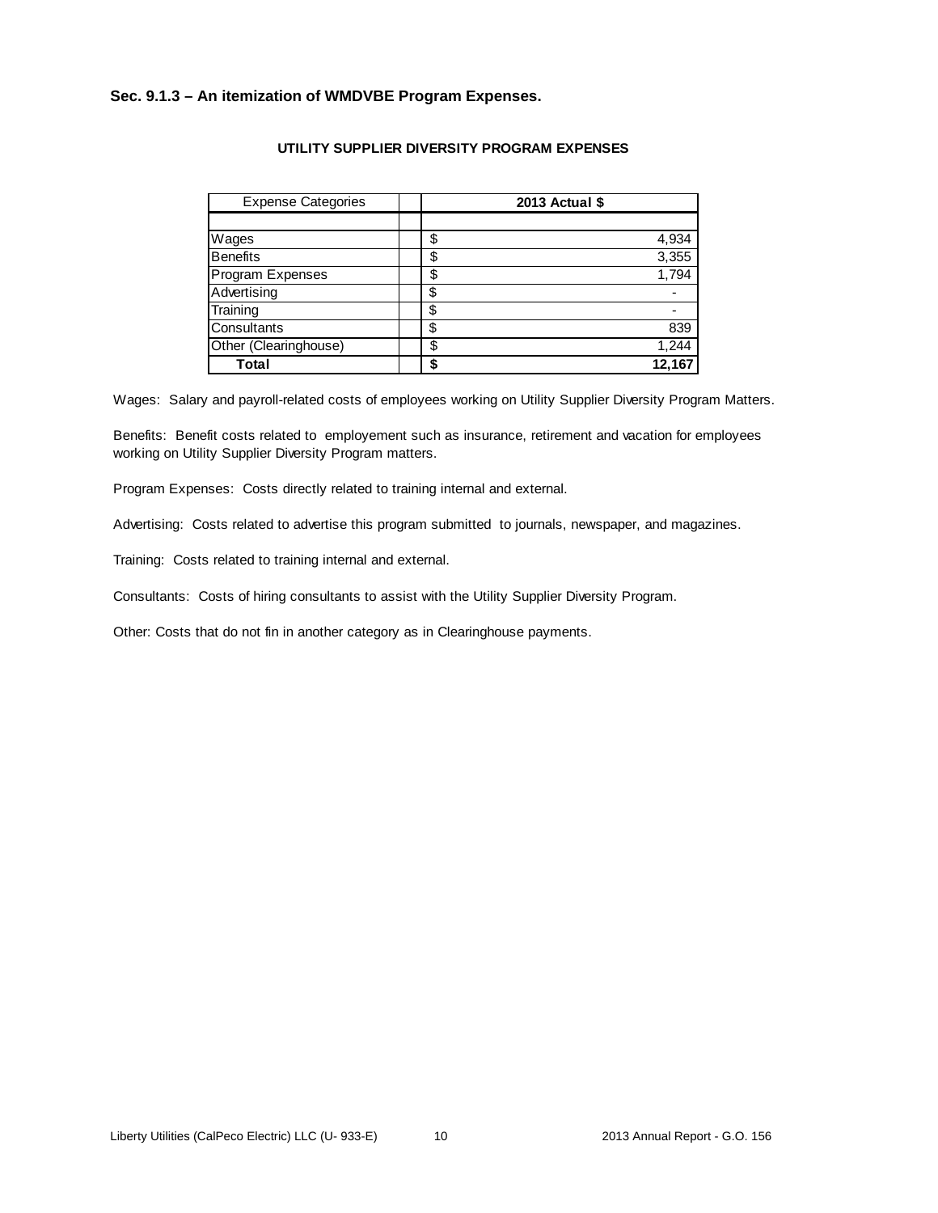### Sec. 9.1.3 – An itemization of WMDVBE Program Expenses.

**UTILITY SUPPLIER DIVERSITY PROGRAM EXPENSES**

| Expense Categories | | **2013 Actual $** | |
|---|---|---|---|
| | | | |
| Wages | | $ | 4,934 |
| Benefits | | $ | 3,355 |
| Program Expenses | | $ | 1,794 |
| Advertising | | $ | - |
| Training | | $ | - |
| Consultants | | $ | 839 |
| Other (Clearinghouse) | | $ | 1,244 |
| **Total** | | **$** | **12,167** |

Wages: Salary and payroll-related costs of employees working on Utility Supplier Diversity Program Matters.

Benefits: Benefit costs related to employement such as insurance, retirement and vacation for employees working on Utility Supplier Diversity Program matters.

Program Expenses: Costs directly related to training internal and external.

Advertising: Costs related to advertise this program submitted to journals, newspaper, and magazines.

Training: Costs related to training internal and external.

Consultants: Costs of hiring consultants to assist with the Utility Supplier Diversity Program.

Other: Costs that do not fin in another category as in Clearinghouse payments.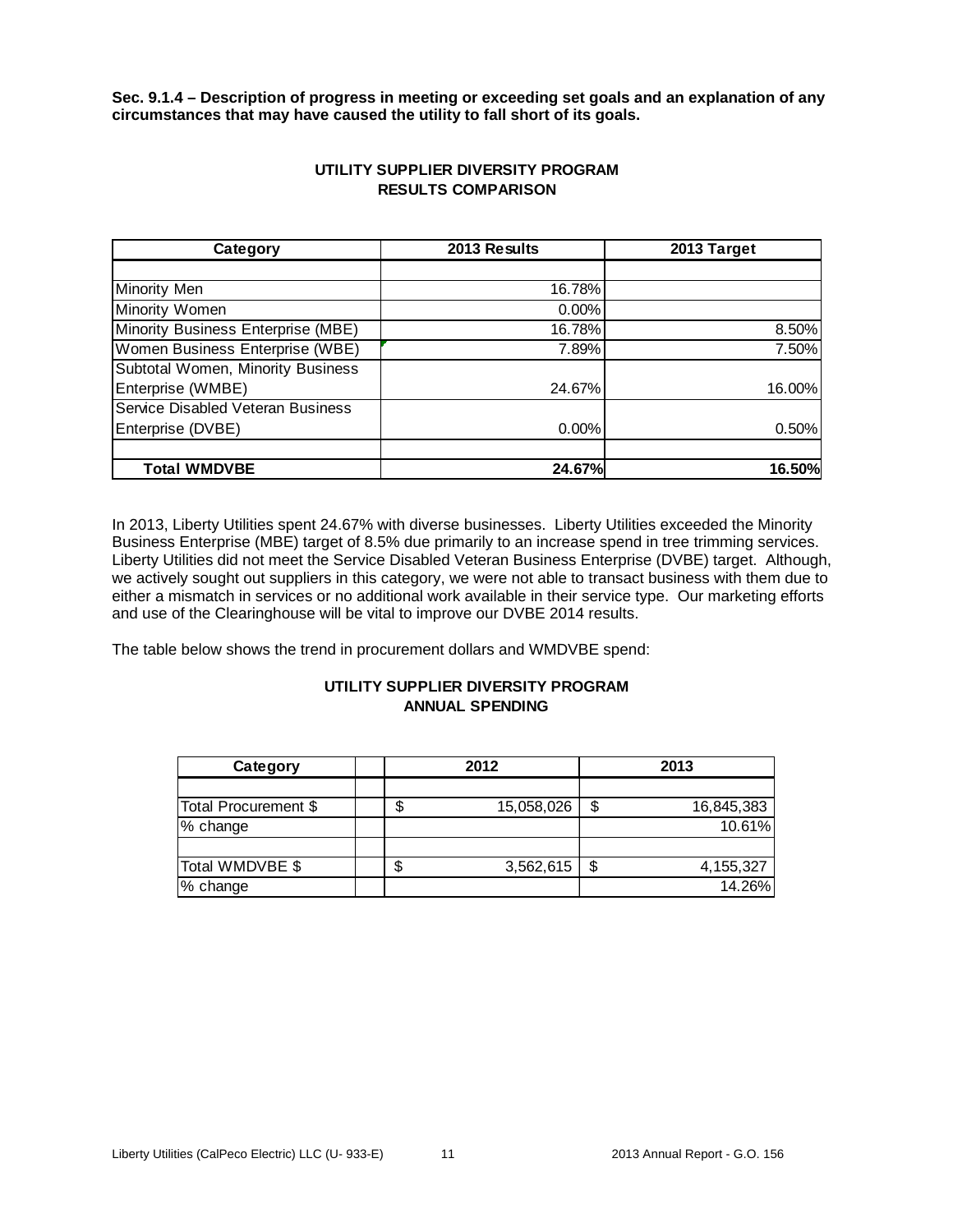**Sec. 9.1.4 – Description of progress in meeting or exceeding set goals and an explanation of any circumstances that may have caused the utility to fall short of its goals.**

**UTILITY SUPPLIER DIVERSITY PROGRAM**
**RESULTS COMPARISON**

| Category | 2013 Results | 2013 Target |
|---|---|---|
| | | |
| Minority Men | 16.78% | |
| Minority Women | 0.00% | |
| Minority Business Enterprise (MBE) | 16.78% | 8.50% |
| Women Business Enterprise (WBE) | 7.89% | 7.50% |
| Subtotal Women, Minority Business Enterprise (WMBE) | 24.67% | 16.00% |
| Service Disabled Veteran Business Enterprise (DVBE) | 0.00% | 0.50% |
| | | |
| **Total WMDVBE** | **24.67%** | **16.50%** |

In 2013, Liberty Utilities spent 24.67% with diverse businesses. Liberty Utilities exceeded the Minority Business Enterprise (MBE) target of 8.5% due primarily to an increase spend in tree trimming services. Liberty Utilities did not meet the Service Disabled Veteran Business Enterprise (DVBE) target. Although, we actively sought out suppliers in this category, we were not able to transact business with them due to either a mismatch in services or no additional work available in their service type. Our marketing efforts and use of the Clearinghouse will be vital to improve our DVBE 2014 results.

The table below shows the trend in procurement dollars and WMDVBE spend:

**UTILITY SUPPLIER DIVERSITY PROGRAM**
**ANNUAL SPENDING**

| Category | | 2012 | 2013 |
|---|---|---|---|
| | | | |
| Total Procurement $ | | $ 15,058,026 | $ 16,845,383 |
| % change | | | 10.61% |
| | | | |
| Total WMDVBE $ | | $ 3,562,615 | $ 4,155,327 |
| % change | | | 14.26% |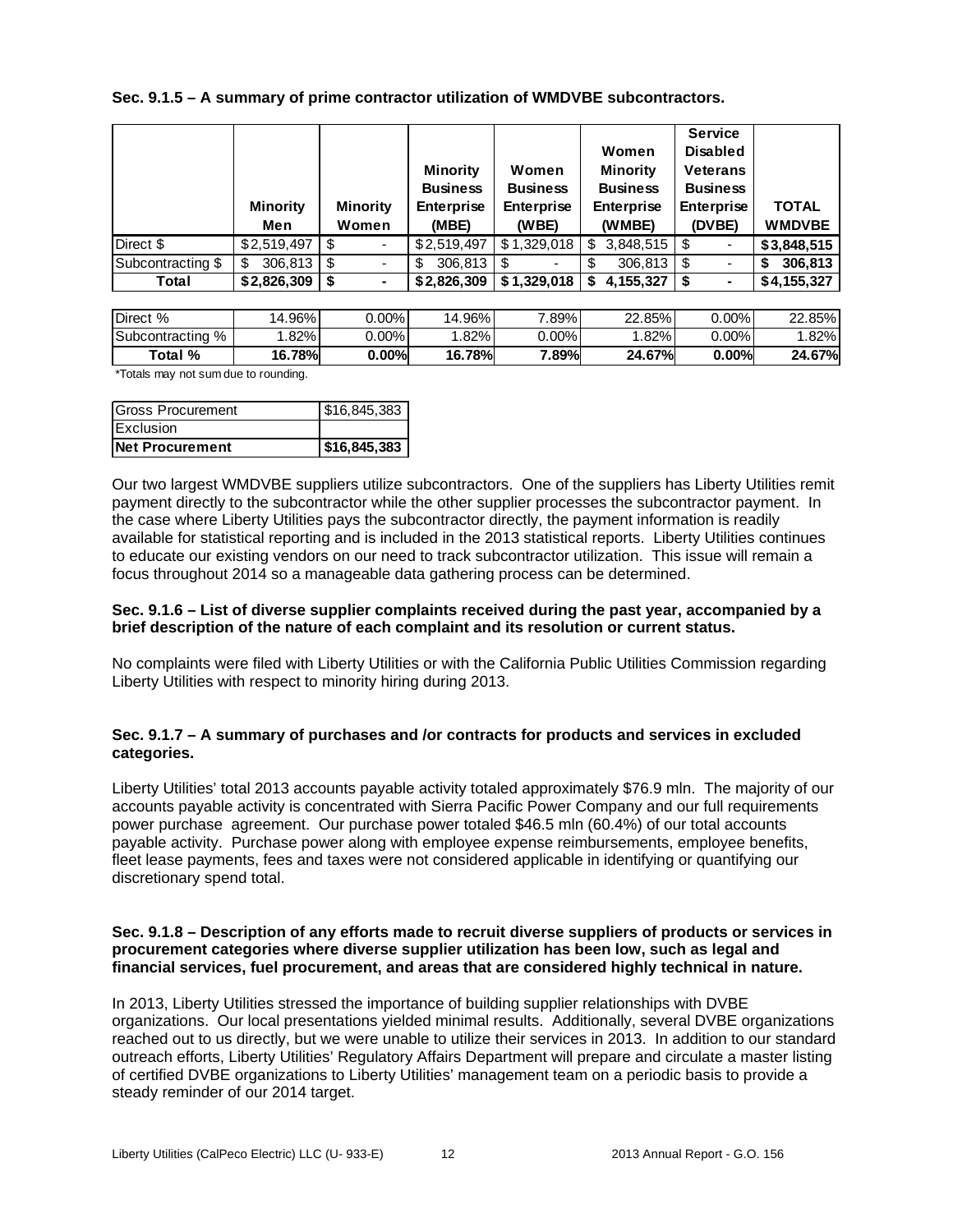**Sec. 9.1.5 – A summary of prime contractor utilization of WMDVBE subcontractors.**

| | Minority Men | Minority Women | Minority Business Enterprise (MBE) | Women Business Enterprise (WBE) | Women Minority Business Enterprise (WMBE) | Service Disabled Veterans Business Enterprise (DVBE) | TOTAL WMDVBE |
|---|---|---|---|---|---|---|---|
| Direct $ | $2,519,497 | $ - | $2,519,497 | $1,329,018 | $ 3,848,515 | $ - | **$3,848,515** |
| Subcontracting $ | $ 306,813 | $ - | $ 306,813 | $ - | $ 306,813 | $ - | **$ 306,813** |
| **Total** | **$2,826,309** | **$ -** | **$2,826,309** | **$1,329,018** | **$ 4,155,327** | **$ -** | **$4,155,327** |

| | | | | | | | |
|---|---|---|---|---|---|---|---|
| Direct % | 14.96% | 0.00% | 14.96% | 7.89% | 22.85% | 0.00% | 22.85% |
| Subcontracting % | 1.82% | 0.00% | 1.82% | 0.00% | 1.82% | 0.00% | 1.82% |
| **Total %** | **16.78%** | **0.00%** | **16.78%** | **7.89%** | **24.67%** | **0.00%** | **24.67%** |

*Totals may not sum due to rounding.

| | |
|---|---|
| Gross Procurement | $16,845,383 |
| Exclusion | |
| **Net Procurement** | **$16,845,383** |

Our two largest WMDVBE suppliers utilize subcontractors. One of the suppliers has Liberty Utilities remit payment directly to the subcontractor while the other supplier processes the subcontractor payment. In the case where Liberty Utilities pays the subcontractor directly, the payment information is readily available for statistical reporting and is included in the 2013 statistical reports. Liberty Utilities continues to educate our existing vendors on our need to track subcontractor utilization. This issue will remain a focus throughout 2014 so a manageable data gathering process can be determined.

**Sec. 9.1.6 – List of diverse supplier complaints received during the past year, accompanied by a brief description of the nature of each complaint and its resolution or current status.**

No complaints were filed with Liberty Utilities or with the California Public Utilities Commission regarding Liberty Utilities with respect to minority hiring during 2013.

**Sec. 9.1.7 – A summary of purchases and /or contracts for products and services in excluded categories.**

Liberty Utilities' total 2013 accounts payable activity totaled approximately $76.9 mln. The majority of our accounts payable activity is concentrated with Sierra Pacific Power Company and our full requirements power purchase agreement. Our purchase power totaled $46.5 mln (60.4%) of our total accounts payable activity. Purchase power along with employee expense reimbursements, employee benefits, fleet lease payments, fees and taxes were not considered applicable in identifying or quantifying our discretionary spend total.

**Sec. 9.1.8 – Description of any efforts made to recruit diverse suppliers of products or services in procurement categories where diverse supplier utilization has been low, such as legal and financial services, fuel procurement, and areas that are considered highly technical in nature.**

In 2013, Liberty Utilities stressed the importance of building supplier relationships with DVBE organizations. Our local presentations yielded minimal results. Additionally, several DVBE organizations reached out to us directly, but we were unable to utilize their services in 2013. In addition to our standard outreach efforts, Liberty Utilities' Regulatory Affairs Department will prepare and circulate a master listing of certified DVBE organizations to Liberty Utilities' management team on a periodic basis to provide a steady reminder of our 2014 target.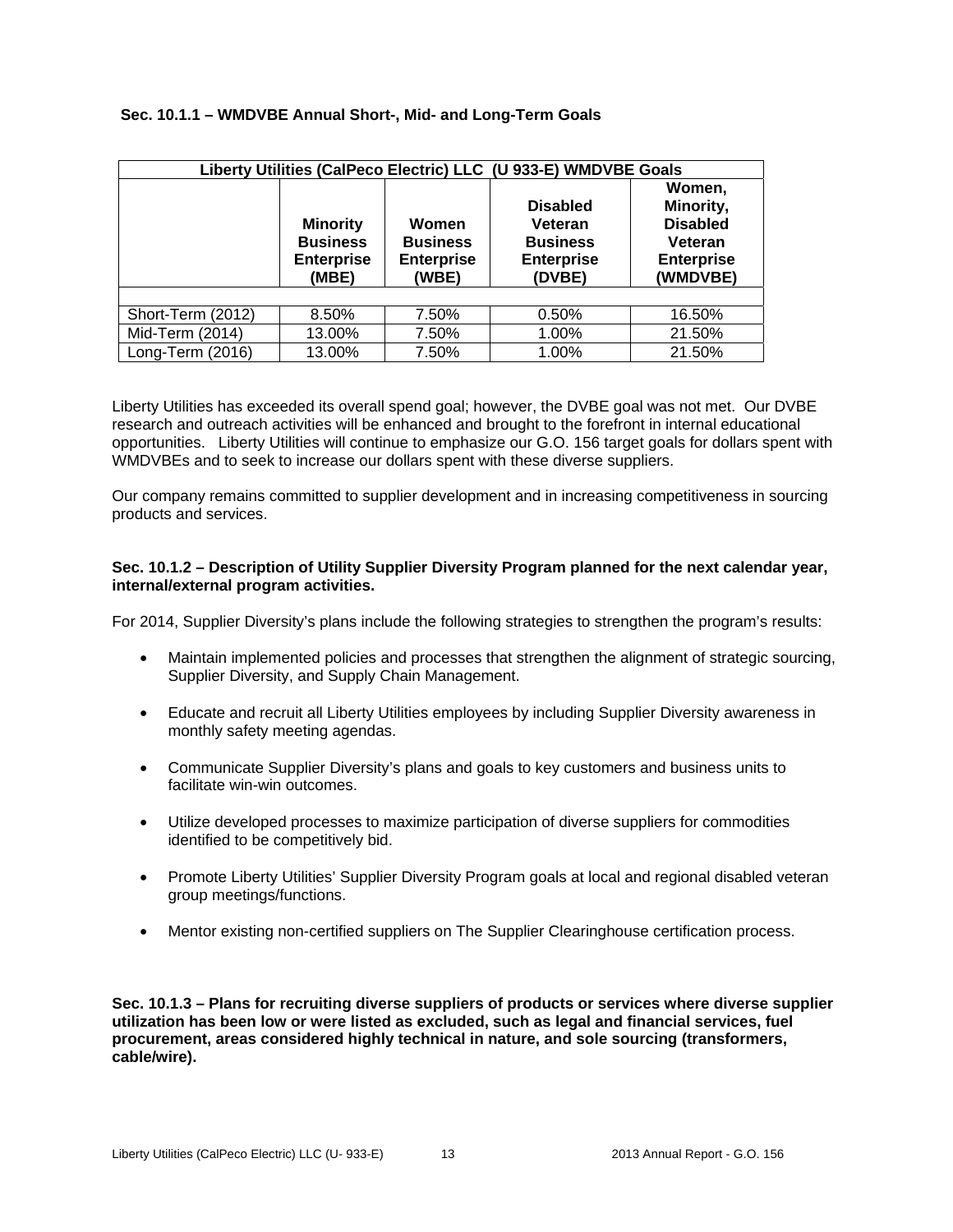### Sec. 10.1.1 – WMDVBE Annual Short-, Mid- and Long-Term Goals

| Liberty Utilities (CalPeco Electric) LLC (U 933-E) WMDVBE Goals | | | | |
|---|---|---|---|---|
| | **Minority Business Enterprise (MBE)** | **Women Business Enterprise (WBE)** | **Disabled Veteran Business Enterprise (DVBE)** | **Women, Minority, Disabled Veteran Enterprise (WMDVBE)** |
| | | | | |
| Short-Term (2012) | 8.50% | 7.50% | 0.50% | 16.50% |
| Mid-Term (2014) | 13.00% | 7.50% | 1.00% | 21.50% |
| Long-Term (2016) | 13.00% | 7.50% | 1.00% | 21.50% |

Liberty Utilities has exceeded its overall spend goal; however, the DVBE goal was not met. Our DVBE research and outreach activities will be enhanced and brought to the forefront in internal educational opportunities. Liberty Utilities will continue to emphasize our G.O. 156 target goals for dollars spent with WMDVBEs and to seek to increase our dollars spent with these diverse suppliers.

Our company remains committed to supplier development and in increasing competitiveness in sourcing products and services.

### Sec. 10.1.2 – Description of Utility Supplier Diversity Program planned for the next calendar year, internal/external program activities.

For 2014, Supplier Diversity's plans include the following strategies to strengthen the program's results:

- Maintain implemented policies and processes that strengthen the alignment of strategic sourcing, Supplier Diversity, and Supply Chain Management.
- Educate and recruit all Liberty Utilities employees by including Supplier Diversity awareness in monthly safety meeting agendas.
- Communicate Supplier Diversity's plans and goals to key customers and business units to facilitate win-win outcomes.
- Utilize developed processes to maximize participation of diverse suppliers for commodities identified to be competitively bid.
- Promote Liberty Utilities' Supplier Diversity Program goals at local and regional disabled veteran group meetings/functions.
- Mentor existing non-certified suppliers on The Supplier Clearinghouse certification process.

### Sec. 10.1.3 – Plans for recruiting diverse suppliers of products or services where diverse supplier utilization has been low or were listed as excluded, such as legal and financial services, fuel procurement, areas considered highly technical in nature, and sole sourcing (transformers, cable/wire).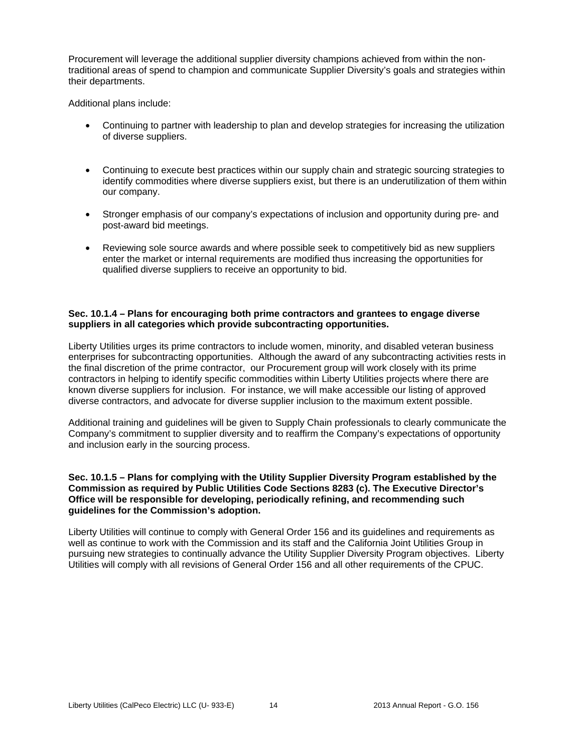Procurement will leverage the additional supplier diversity champions achieved from within the non-traditional areas of spend to champion and communicate Supplier Diversity's goals and strategies within their departments.

Additional plans include:

- Continuing to partner with leadership to plan and develop strategies for increasing the utilization of diverse suppliers.
- Continuing to execute best practices within our supply chain and strategic sourcing strategies to identify commodities where diverse suppliers exist, but there is an underutilization of them within our company.
- Stronger emphasis of our company's expectations of inclusion and opportunity during pre- and post-award bid meetings.
- Reviewing sole source awards and where possible seek to competitively bid as new suppliers enter the market or internal requirements are modified thus increasing the opportunities for qualified diverse suppliers to receive an opportunity to bid.

**Sec. 10.1.4 – Plans for encouraging both prime contractors and grantees to engage diverse suppliers in all categories which provide subcontracting opportunities.**

Liberty Utilities urges its prime contractors to include women, minority, and disabled veteran business enterprises for subcontracting opportunities. Although the award of any subcontracting activities rests in the final discretion of the prime contractor, our Procurement group will work closely with its prime contractors in helping to identify specific commodities within Liberty Utilities projects where there are known diverse suppliers for inclusion. For instance, we will make accessible our listing of approved diverse contractors, and advocate for diverse supplier inclusion to the maximum extent possible.

Additional training and guidelines will be given to Supply Chain professionals to clearly communicate the Company's commitment to supplier diversity and to reaffirm the Company's expectations of opportunity and inclusion early in the sourcing process.

**Sec. 10.1.5 – Plans for complying with the Utility Supplier Diversity Program established by the Commission as required by Public Utilities Code Sections 8283 (c). The Executive Director's Office will be responsible for developing, periodically refining, and recommending such guidelines for the Commission's adoption.**

Liberty Utilities will continue to comply with General Order 156 and its guidelines and requirements as well as continue to work with the Commission and its staff and the California Joint Utilities Group in pursuing new strategies to continually advance the Utility Supplier Diversity Program objectives. Liberty Utilities will comply with all revisions of General Order 156 and all other requirements of the CPUC.